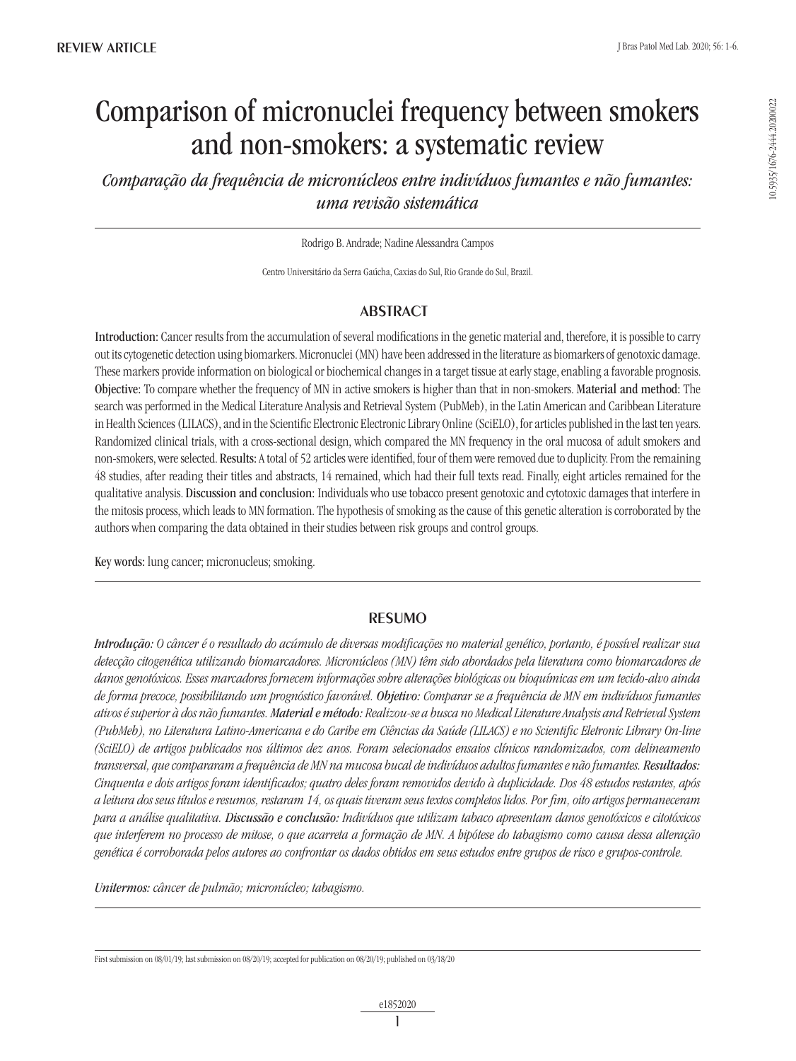REVIEW ARTICLE

# Comparison of micronuclei frequency between smokers and non-smokers: a systematic review

*Comparação da frequência de micronúcleos entre indivíduos fumantes e não fumantes: uma revisão sistemática*

Rodrigo B. Andrade; Nadine Alessandra Campos

Centro Universitário da Serra Gaúcha, Caxias do Sul, Rio Grande do Sul, Brazil.

## ABSTRACT

**Introduction:** Cancer results from the accumulation of several modifications in the genetic material and, therefore, it is possible to carry out its cytogenetic detection using biomarkers. Micronuclei (MN) have been addressed in the literature as biomarkers of genotoxic damage. These markers provide information on biological or biochemical changes in a target tissue at early stage, enabling a favorable prognosis. **Objective:** To compare whether the frequency of MN in active smokers is higher than that in non-smokers. **Material and method:** The search was performed in the Medical Literature Analysis and Retrieval System (PubMeb), in the Latin American and Caribbean Literature in Health Sciences (LILACS), and in the Scientific Electronic Electronic Library Online (SciELO), for articles published in the last ten years. Randomized clinical trials, with a cross-sectional design, which compared the MN frequency in the oral mucosa of adult smokers and non-smokers, were selected. **Results:** A total of 52 articles were identified, four of them were removed due to duplicity. From the remaining 48 studies, after reading their titles and abstracts, 14 remained, which had their full texts read. Finally, eight articles remained for the qualitative analysis. **Discussion and conclusion:** Individuals who use tobacco present genotoxic and cytotoxic damages that interfere in the mitosis process, which leads to MN formation. The hypothesis of smoking as the cause of this genetic alteration is corroborated by the authors when comparing the data obtained in their studies between risk groups and control groups.

**Key words:** lung cancer; micronucleus; smoking.

## RESUMO

***Introdução:*** *O câncer é o resultado do acúmulo de diversas modificações no material genético, portanto, é possível realizar sua detecção citogenética utilizando biomarcadores. Micronúcleos (MN) têm sido abordados pela literatura como biomarcadores de danos genotóxicos. Esses marcadores fornecem informações sobre alterações biológicas ou bioquímicas em um tecido-alvo ainda de forma precoce, possibilitando um prognóstico favorável.* ***Objetivo:*** *Comparar se a frequência de MN em indivíduos fumantes ativos é superior à dos não fumantes.* ***Material e método:*** *Realizou-se a busca no Medical Literature Analysis and Retrieval System (PubMeb), no Literatura Latino-Americana e do Caribe em Ciências da Saúde (LILACS) e no Scientific Eletronic Library On-line (SciELO) de artigos publicados nos últimos dez anos. Foram selecionados ensaios clínicos randomizados, com delineamento transversal, que compararam a frequência de MN na mucosa bucal de indivíduos adultos fumantes e não fumantes.* ***Resultados:*** *Cinquenta e dois artigos foram identificados; quatro deles foram removidos devido à duplicidade. Dos 48 estudos restantes, após a leitura dos seus títulos e resumos, restaram 14, os quais tiveram seus textos completos lidos. Por fim, oito artigos permaneceram para a análise qualitativa.* ***Discussão e conclusão:*** *Indivíduos que utilizam tabaco apresentam danos genotóxicos e citotóxicos que interferem no processo de mitose, o que acarreta a formação de MN. A hipótese do tabagismo como causa dessa alteração genética é corroborada pelos autores ao confrontar os dados obtidos em seus estudos entre grupos de risco e grupos-controle.*

***Unitermos:*** *câncer de pulmão; micronúcleo; tabagismo.*

First submission on 08/01/19; last submission on 08/20/19; accepted for publication on 08/20/19; published on 03/18/20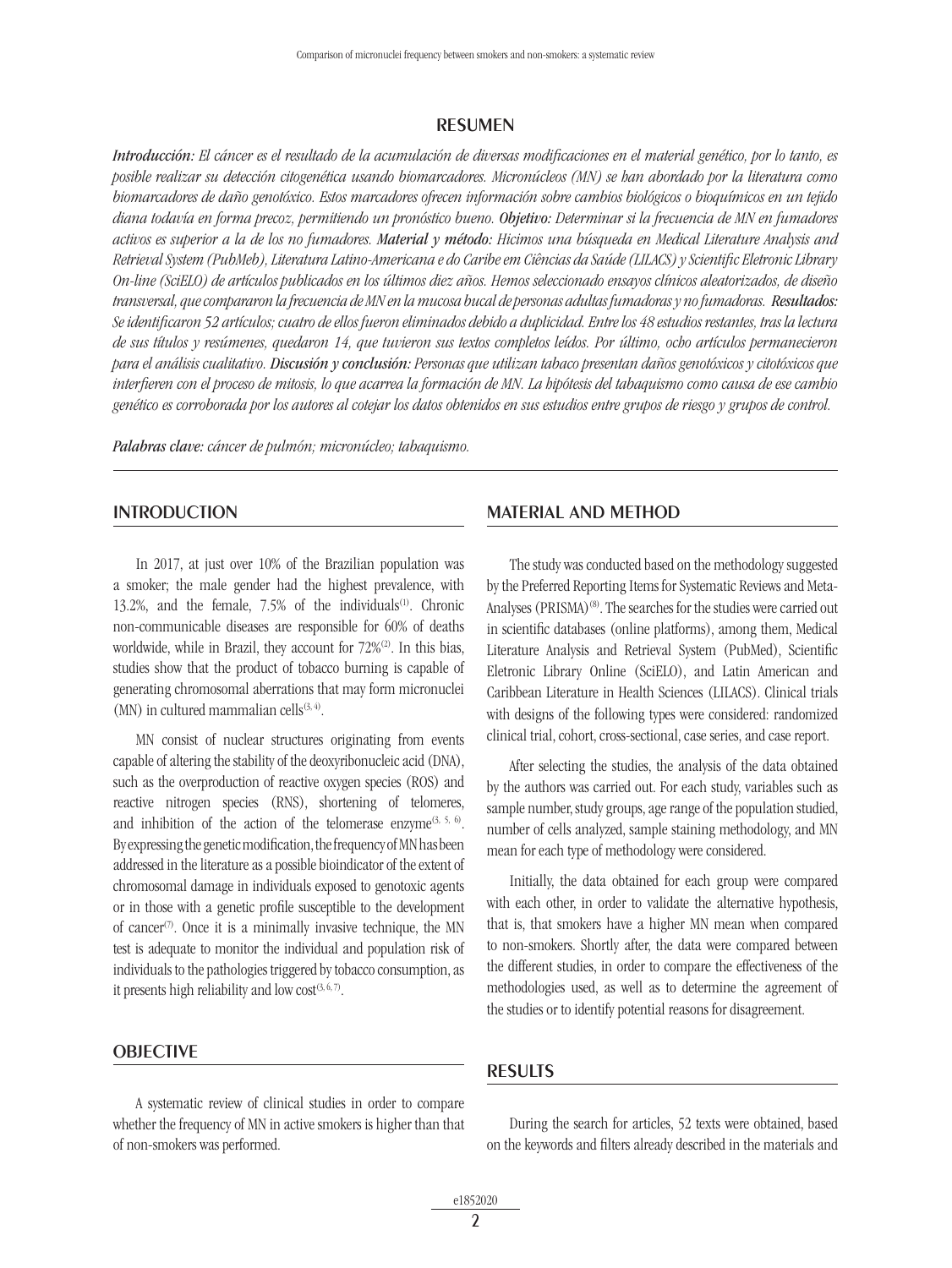## RESUMEN

***Introducción:*** *El cáncer es el resultado de la acumulación de diversas modificaciones en el material genético, por lo tanto, es posible realizar su detección citogenética usando biomarcadores. Micronúcleos (MN) se han abordado por la literatura como biomarcadores de daño genotóxico. Estos marcadores ofrecen información sobre cambios biológicos o bioquímicos en un tejido diana todavía en forma precoz, permitiendo un pronóstico bueno.* ***Objetivo:*** *Determinar si la frecuencia de MN en fumadores activos es superior a la de los no fumadores.* ***Material y método:*** *Hicimos una búsqueda en Medical Literature Analysis and Retrieval System (PubMeb), Literatura Latino-Americana e do Caribe em Ciências da Saúde (LILACS) y Scientific Eletronic Library On-line (SciELO) de artículos publicados en los últimos diez años. Hemos seleccionado ensayos clínicos aleatorizados, de diseño transversal, que compararon la frecuencia de MN en la mucosa bucal de personas adultas fumadoras y no fumadoras.* ***Resultados:*** *Se identificaron 52 artículos; cuatro de ellos fueron eliminados debido a duplicidad. Entre los 48 estudios restantes, tras la lectura de sus títulos y resúmenes, quedaron 14, que tuvieron sus textos completos leídos. Por último, ocho artículos permanecieron para el análisis cualitativo.* ***Discusión y conclusión:*** *Personas que utilizan tabaco presentan daños genotóxicos y citotóxicos que interfieren con el proceso de mitosis, lo que acarrea la formación de MN. La hipótesis del tabaquismo como causa de ese cambio genético es corroborada por los autores al cotejar los datos obtenidos en sus estudios entre grupos de riesgo y grupos de control.*

***Palabras clave:*** *cáncer de pulmón; micronúcleo; tabaquismo.*

## INTRODUCTION

In 2017, at just over 10% of the Brazilian population was a smoker; the male gender had the highest prevalence, with 13.2%, and the female, 7.5% of the individuals[1]. Chronic non-communicable diseases are responsible for 60% of deaths worldwide, while in Brazil, they account for 72%[2]. In this bias, studies show that the product of tobacco burning is capable of generating chromosomal aberrations that may form micronuclei (MN) in cultured mammalian cells[3, 4].

MN consist of nuclear structures originating from events capable of altering the stability of the deoxyribonucleic acid (DNA), such as the overproduction of reactive oxygen species (ROS) and reactive nitrogen species (RNS), shortening of telomeres, and inhibition of the action of the telomerase enzyme[3, 5, 6]. By expressing the genetic modification, the frequency of MN has been addressed in the literature as a possible bioindicator of the extent of chromosomal damage in individuals exposed to genotoxic agents or in those with a genetic profile susceptible to the development of cancer[7]. Once it is a minimally invasive technique, the MN test is adequate to monitor the individual and population risk of individuals to the pathologies triggered by tobacco consumption, as it presents high reliability and low cost[3, 6, 7].

## OBJECTIVE

A systematic review of clinical studies in order to compare whether the frequency of MN in active smokers is higher than that of non-smokers was performed.

## MATERIAL AND METHOD

The study was conducted based on the methodology suggested by the Preferred Reporting Items for Systematic Reviews and Meta-Analyses (PRISMA)[8]. The searches for the studies were carried out in scientific databases (online platforms), among them, Medical Literature Analysis and Retrieval System (PubMed), Scientific Eletronic Library Online (SciELO), and Latin American and Caribbean Literature in Health Sciences (LILACS). Clinical trials with designs of the following types were considered: randomized clinical trial, cohort, cross-sectional, case series, and case report.

After selecting the studies, the analysis of the data obtained by the authors was carried out. For each study, variables such as sample number, study groups, age range of the population studied, number of cells analyzed, sample staining methodology, and MN mean for each type of methodology were considered.

Initially, the data obtained for each group were compared with each other, in order to validate the alternative hypothesis, that is, that smokers have a higher MN mean when compared to non-smokers. Shortly after, the data were compared between the different studies, in order to compare the effectiveness of the methodologies used, as well as to determine the agreement of the studies or to identify potential reasons for disagreement.

## RESULTS

During the search for articles, 52 texts were obtained, based on the keywords and filters already described in the materials and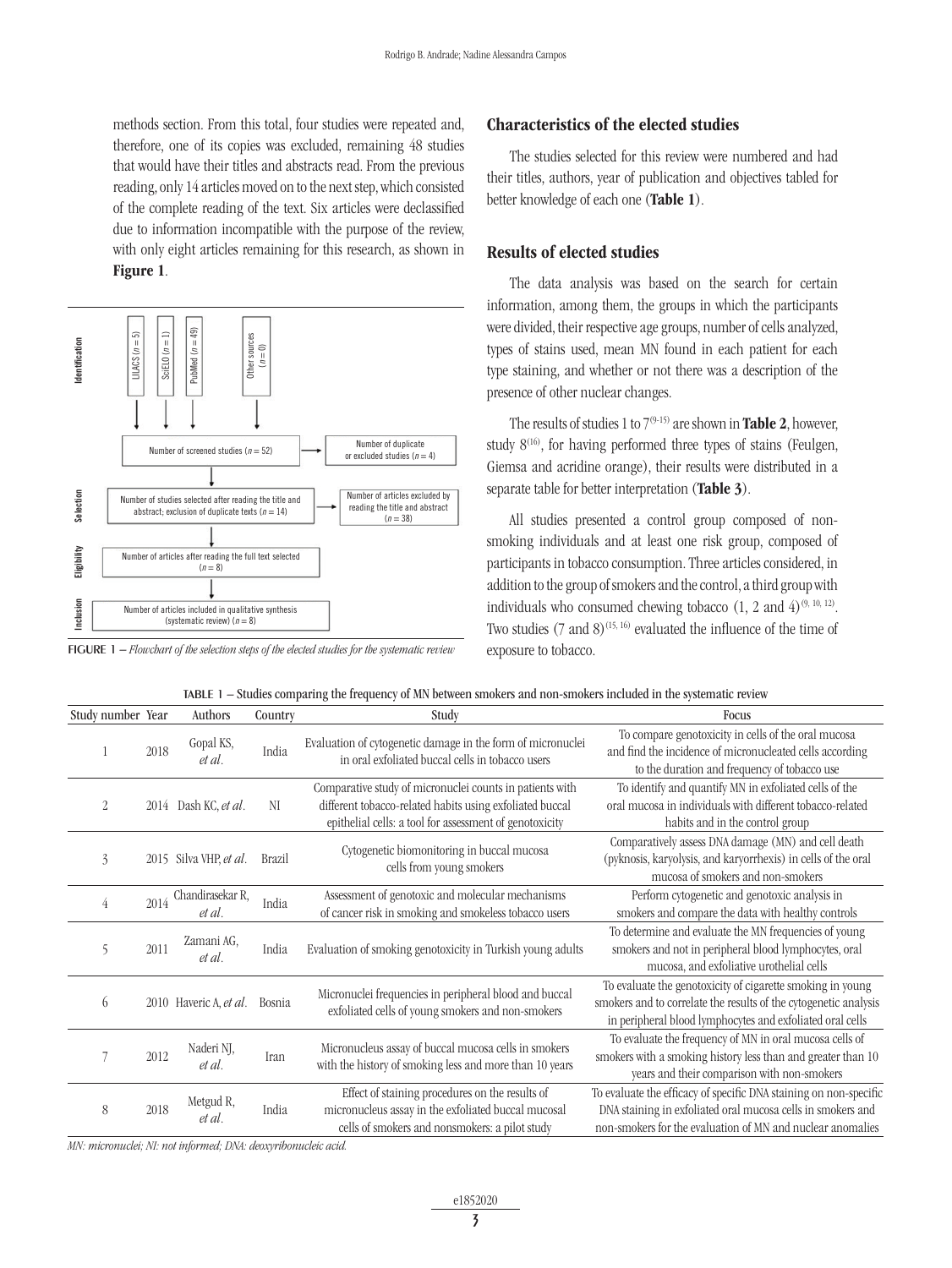methods section. From this total, four studies were repeated and, therefore, one of its copies was excluded, remaining 48 studies that would have their titles and abstracts read. From the previous reading, only 14 articles moved on to the next step, which consisted of the complete reading of the text. Six articles were declassified due to information incompatible with the purpose of the review, with only eight articles remaining for this research, as shown in **Figure 1**.

**Identification**

- LILACS ($n = 5$)
- SciELO ($n = 1$)
- PubMed ($n = 49$)
- Other sources ($n = 0$)

Number of screened studies ($n = 52$) → Number of duplicate or excluded studies ($n = 4$)

**Selection**

Number of studies selected after reading the title and abstract; exclusion of duplicate texts ($n = 14$) → Number of articles excluded by reading the title and abstract ($n = 38$)

**Eligibility**

Number of articles after reading the full text selected ($n = 8$)

**Inclusion**

Number of articles included in qualitative synthesis (systematic review) ($n = 8$)

**FIGURE 1** – *Flowchart of the selection steps of the elected studies for the systematic review*

## Characteristics of the elected studies

The studies selected for this review were numbered and had their titles, authors, year of publication and objectives tabled for better knowledge of each one (**Table 1**).

## Results of elected studies

The data analysis was based on the search for certain information, among them, the groups in which the participants were divided, their respective age groups, number of cells analyzed, types of stains used, mean MN found in each patient for each type staining, and whether or not there was a description of the presence of other nuclear changes.

The results of studies 1 to 7[9-15] are shown in **Table 2**, however, study 8[16], for having performed three types of stains (Feulgen, Giemsa and acridine orange), their results were distributed in a separate table for better interpretation (**Table 3**).

All studies presented a control group composed of non-smoking individuals and at least one risk group, composed of participants in tobacco consumption. Three articles considered, in addition to the group of smokers and the control, a third group with individuals who consumed chewing tobacco (1, 2 and 4)[9, 10, 12]. Two studies (7 and 8)[15, 16] evaluated the influence of the time of exposure to tobacco.

**TABLE 1** – Studies comparing the frequency of MN between smokers and non-smokers included in the systematic review

| Study number | Year | Authors | Country | Study | Focus |
|---|---|---|---|---|---|
| 1 | 2018 | Gopal KS, *et al*. | India | Evaluation of cytogenetic damage in the form of micronuclei in oral exfoliated buccal cells in tobacco users | To compare genotoxicity in cells of the oral mucosa and find the incidence of micronucleated cells according to the duration and frequency of tobacco use |
| 2 | 2014 | Dash KC, *et al*. | NI | Comparative study of micronuclei counts in patients with different tobacco-related habits using exfoliated buccal epithelial cells: a tool for assessment of genotoxicity | To identify and quantify MN in exfoliated cells of the oral mucosa in individuals with different tobacco-related habits and in the control group |
| 3 | 2015 | Silva VHP, *et al*. | Brazil | Cytogenetic biomonitoring in buccal mucosa cells from young smokers | Comparatively assess DNA damage (MN) and cell death (pyknosis, karyolysis, and karyorrhexis) in cells of the oral mucosa of smokers and non-smokers |
| 4 | 2014 | Chandirasekar R, *et al*. | India | Assessment of genotoxic and molecular mechanisms of cancer risk in smoking and smokeless tobacco users | Perform cytogenetic and genotoxic analysis in smokers and compare the data with healthy controls |
| 5 | 2011 | Zamani AG, *et al*. | India | Evaluation of smoking genotoxicity in Turkish young adults | To determine and evaluate the MN frequencies of young smokers and not in peripheral blood lymphocytes, oral mucosa, and exfoliative urothelial cells |
| 6 | 2010 | Haveric A, *et al*. | Bosnia | Micronuclei frequencies in peripheral blood and buccal exfoliated cells of young smokers and non-smokers | To evaluate the genotoxicity of cigarette smoking in young smokers and to correlate the results of the cytogenetic analysis in peripheral blood lymphocytes and exfoliated oral cells |
| 7 | 2012 | Naderi NJ, *et al*. | Iran | Micronucleus assay of buccal mucosa cells in smokers with the history of smoking less and more than 10 years | To evaluate the frequency of MN in oral mucosa cells of smokers with a smoking history less than and greater than 10 years and their comparison with non-smokers |
| 8 | 2018 | Metgud R, *et al*. | India | Effect of staining procedures on the results of micronucleus assay in the exfoliated buccal mucosal cells of smokers and nonsmokers: a pilot study | To evaluate the efficacy of specific DNA staining on non-specific DNA staining in exfoliated oral mucosa cells in smokers and non-smokers for the evaluation of MN and nuclear anomalies |

*MN: micronuclei; NI: not informed; DNA: deoxyribonucleic acid.*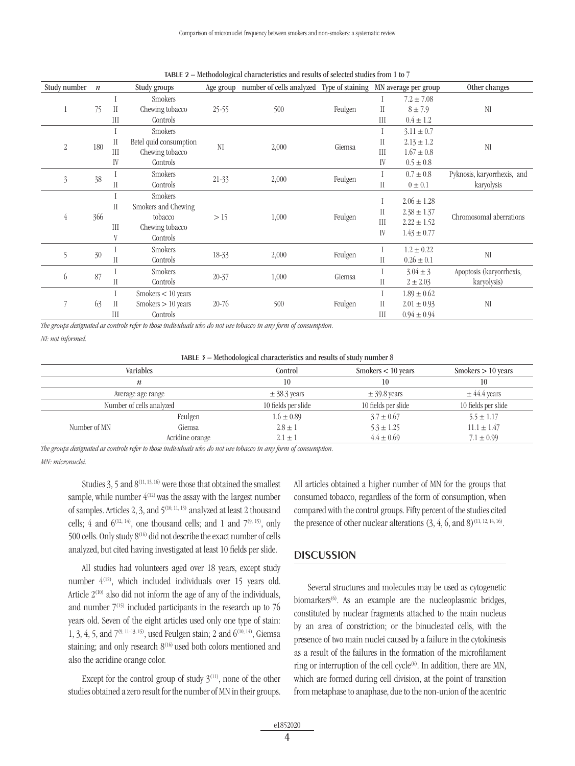**TABLE 2 – Methodological characteristics and results of selected studies from 1 to 7**

| Study number | *n* | | Study groups | Age group | number of cells analyzed | Type of staining | MN average per group | | Other changes |
|---|---|---|---|---|---|---|---|---|---|
| 1 | 75 | I | Smokers | 25-55 | 500 | Feulgen | I | 7.2 ± 7.08 | NI |
| | | II | Chewing tobacco | | | | II | 8 ± 7.9 | |
| | | III | Controls | | | | III | 0.4 ± 1.2 | |
| 2 | 180 | I | Smokers | NI | 2,000 | Giemsa | I | 3.11 ± 0.7 | NI |
| | | II | Betel quid consumption | | | | II | 2.13 ± 1.2 | |
| | | III | Chewing tobacco | | | | III | 1.67 ± 0.8 | |
| | | IV | Controls | | | | IV | 0.5 ± 0.8 | |
| 3 | 38 | I | Smokers | 21-33 | 2,000 | Feulgen | I | 0.7 ± 0.8 | Pyknosis, karyorrhexis, and karyolysis |
| | | II | Controls | | | | II | 0 ± 0.1 | |
| 4 | 366 | I | Smokers | > 15 | 1,000 | Feulgen | I | 2.06 ± 1.28 | Chromosomal aberrations |
| | | II | Smokers and Chewing tobacco | | | | II | 2.38 ± 1.37 | |
| | | III | Chewing tobacco | | | | III | 2.22 ± 1.52 | |
| | | V | Controls | | | | IV | 1.43 ± 0.77 | |
| 5 | 30 | I | Smokers | 18-33 | 2,000 | Feulgen | I | 1.2 ± 0.22 | NI |
| | | II | Controls | | | | II | 0.26 ± 0.1 | |
| 6 | 87 | I | Smokers | 20-37 | 1,000 | Giemsa | I | 3.04 ± 3 | Apoptosis (karyorrhexis, karyolysis) |
| | | II | Controls | | | | II | 2 ± 2.03 | |
| 7 | 63 | I | Smokers < 10 years | 20-76 | 500 | Feulgen | I | 1.89 ± 0.62 | NI |
| | | II | Smokers > 10 years | | | | II | 2.01 ± 0.93 | |
| | | III | Controls | | | | III | 0.94 ± 0.94 | |

*The groups designated as controls refer to those individuals who do not use tobacco in any form of consumption.*

*NI: not informed.*

**TABLE 3 – Methodological characteristics and results of study number 8**

| Variables | | Control | Smokers < 10 years | Smokers > 10 years |
|---|---|---|---|---|
| *n* | | 10 | 10 | 10 |
| Average age range | | ± 38.3 years | ± 39.8 years | ± 44.4 years |
| Number of cells analyzed | | 10 fields per slide | 10 fields per slide | 10 fields per slide |
| Number of MN | Feulgen | 1.6 ± 0.89 | 3.7 ± 0.67 | 5.5 ± 1.17 |
| | Giemsa | 2.8 ± 1 | 5.3 ± 1.25 | 11.1 ± 1.47 |
| | Acridine orange | 2.1 ± 1 | 4.4 ± 0.69 | 7.1 ± 0.99 |

*The groups designated as controls refer to those individuals who do not use tobacco in any form of consumption.*

*MN: micronuclei.*

Studies 3, 5 and 8[11, 13, 16] were those that obtained the smallest sample, while number 4[12] was the assay with the largest number of samples. Articles 2, 3, and 5[10, 11, 13] analyzed at least 2 thousand cells; 4 and 6[12, 14], one thousand cells; and 1 and 7[9, 15], only 500 cells. Only study 8[16] did not describe the exact number of cells analyzed, but cited having investigated at least 10 fields per slide.

All studies had volunteers aged over 18 years, except study number 4[12], which included individuals over 15 years old. Article 2[10] also did not inform the age of any of the individuals, and number 7[15] included participants in the research up to 76 years old. Seven of the eight articles used only one type of stain: 1, 3, 4, 5, and 7[9, 11-13, 15], used Feulgen stain; 2 and 6[10, 14], Giemsa staining; and only research 8[16] used both colors mentioned and also the acridine orange color.

Except for the control group of study 3[11], none of the other studies obtained a zero result for the number of MN in their groups. All articles obtained a higher number of MN for the groups that consumed tobacco, regardless of the form of consumption, when compared with the control groups. Fifty percent of the studies cited the presence of other nuclear alterations (3, 4, 6, and 8)[11, 12, 14, 16].

## DISCUSSION

Several structures and molecules may be used as cytogenetic biomarkers[6]. As an example are the nucleoplasmic bridges, constituted by nuclear fragments attached to the main nucleus by an area of constriction; or the binucleated cells, with the presence of two main nuclei caused by a failure in the cytokinesis as a result of the failures in the formation of the microfilament ring or interruption of the cell cycle[6]. In addition, there are MN, which are formed during cell division, at the point of transition from metaphase to anaphase, due to the non-union of the acentric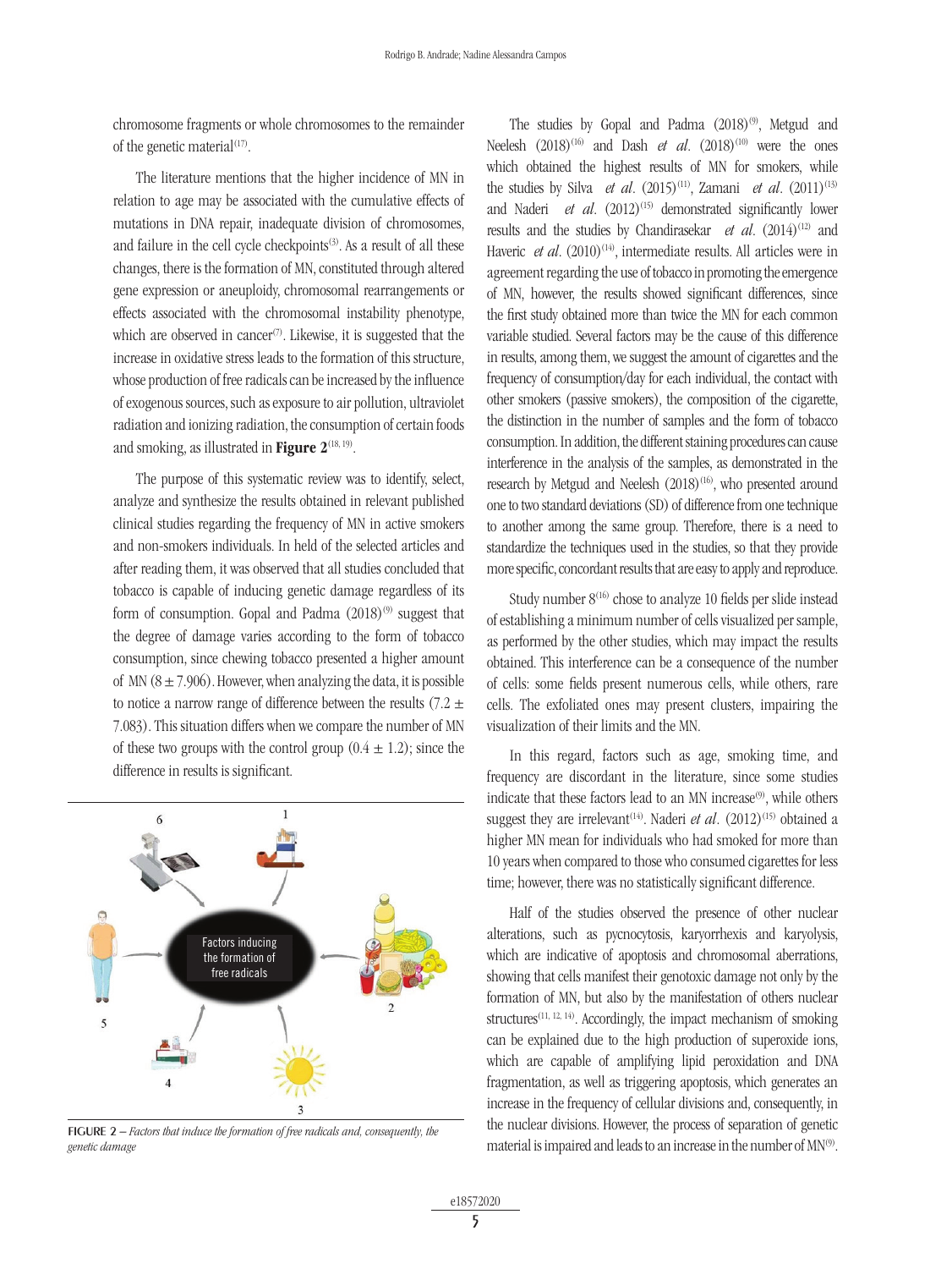chromosome fragments or whole chromosomes to the remainder of the genetic material[17].

The literature mentions that the higher incidence of MN in relation to age may be associated with the cumulative effects of mutations in DNA repair, inadequate division of chromosomes, and failure in the cell cycle checkpoints[3]. As a result of all these changes, there is the formation of MN, constituted through altered gene expression or aneuploidy, chromosomal rearrangements or effects associated with the chromosomal instability phenotype, which are observed in cancer[7]. Likewise, it is suggested that the increase in oxidative stress leads to the formation of this structure, whose production of free radicals can be increased by the influence of exogenous sources, such as exposure to air pollution, ultraviolet radiation and ionizing radiation, the consumption of certain foods and smoking, as illustrated in **Figure 2**[18, 19].

The purpose of this systematic review was to identify, select, analyze and synthesize the results obtained in relevant published clinical studies regarding the frequency of MN in active smokers and non-smokers individuals. In held of the selected articles and after reading them, it was observed that all studies concluded that tobacco is capable of inducing genetic damage regardless of its form of consumption. Gopal and Padma (2018)[9] suggest that the degree of damage varies according to the form of tobacco consumption, since chewing tobacco presented a higher amount of MN ($8 \pm 7.906$). However, when analyzing the data, it is possible to notice a narrow range of difference between the results ($7.2 \pm 7.083$). This situation differs when we compare the number of MN of these two groups with the control group ($0.4 \pm 1.2$); since the difference in results is significant.

FIGURE 2 – *Factors that induce the formation of free radicals and, consequently, the genetic damage*

The studies by Gopal and Padma (2018)[9], Metgud and Neelesh (2018)[16] and Dash *et al*. (2018)[10] were the ones which obtained the highest results of MN for smokers, while the studies by Silva *et al*. (2015)[11], Zamani *et al*. (2011)[13] and Naderi *et al*. (2012)[15] demonstrated significantly lower results and the studies by Chandirasekar *et al*. (2014)[12] and Haveric *et al*. (2010)[14], intermediate results. All articles were in agreement regarding the use of tobacco in promoting the emergence of MN, however, the results showed significant differences, since the first study obtained more than twice the MN for each common variable studied. Several factors may be the cause of this difference in results, among them, we suggest the amount of cigarettes and the frequency of consumption/day for each individual, the contact with other smokers (passive smokers), the composition of the cigarette, the distinction in the number of samples and the form of tobacco consumption. In addition, the different staining procedures can cause interference in the analysis of the samples, as demonstrated in the research by Metgud and Neelesh (2018)[16], who presented around one to two standard deviations (SD) of difference from one technique to another among the same group. Therefore, there is a need to standardize the techniques used in the studies, so that they provide more specific, concordant results that are easy to apply and reproduce.

Study number 8[16] chose to analyze 10 fields per slide instead of establishing a minimum number of cells visualized per sample, as performed by the other studies, which may impact the results obtained. This interference can be a consequence of the number of cells: some fields present numerous cells, while others, rare cells. The exfoliated ones may present clusters, impairing the visualization of their limits and the MN.

In this regard, factors such as age, smoking time, and frequency are discordant in the literature, since some studies indicate that these factors lead to an MN increase[9], while others suggest they are irrelevant[14]. Naderi *et al*. (2012)[15] obtained a higher MN mean for individuals who had smoked for more than 10 years when compared to those who consumed cigarettes for less time; however, there was no statistically significant difference.

Half of the studies observed the presence of other nuclear alterations, such as pycnocytosis, karyorrhexis and karyolysis, which are indicative of apoptosis and chromosomal aberrations, showing that cells manifest their genotoxic damage not only by the formation of MN, but also by the manifestation of others nuclear structures[11, 12, 14]. Accordingly, the impact mechanism of smoking can be explained due to the high production of superoxide ions, which are capable of amplifying lipid peroxidation and DNA fragmentation, as well as triggering apoptosis, which generates an increase in the frequency of cellular divisions and, consequently, in the nuclear divisions. However, the process of separation of genetic material is impaired and leads to an increase in the number of MN[9].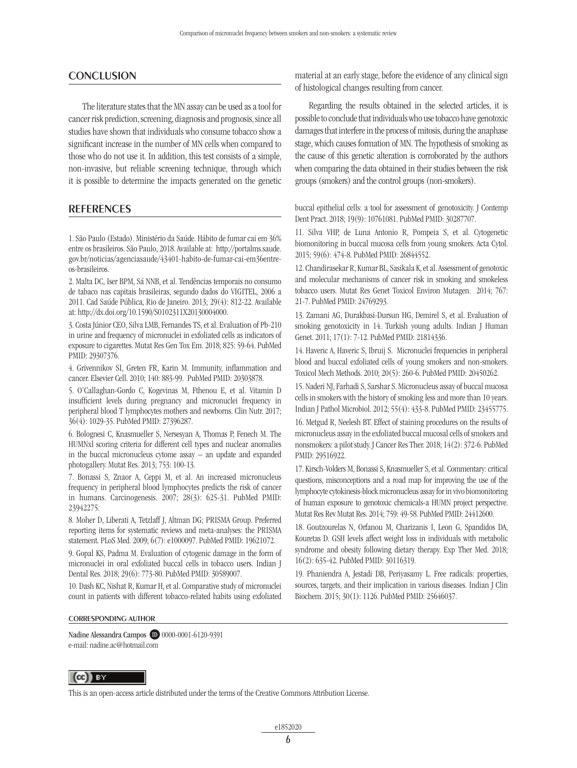## CONCLUSION

The literature states that the MN assay can be used as a tool for cancer risk prediction, screening, diagnosis and prognosis, since all studies have shown that individuals who consume tobacco show a significant increase in the number of MN cells when compared to those who do not use it. In addition, this test consists of a simple, non-invasive, but reliable screening technique, through which it is possible to determine the impacts generated on the genetic material at an early stage, before the evidence of any clinical sign of histological changes resulting from cancer.

Regarding the results obtained in the selected articles, it is possible to conclude that individuals who use tobacco have genotoxic damages that interfere in the process of mitosis, during the anaphase stage, which causes formation of MN. The hypothesis of smoking as the cause of this genetic alteration is corroborated by the authors when comparing the data obtained in their studies between the risk groups (smokers) and the control groups (non-smokers).

## REFERENCES

1. São Paulo (Estado). Ministério da Saúde. Hábito de fumar cai em 36% entre os brasileiros. São Paulo, 2018. Available at: http://portalms.saude.gov.br/noticias/agenciasaude/43401-habito-de-fumar-cai-em36entre-os-brasileiros.

2. Malta DC, Iser BPM, Sá NNB, et al. Tendências temporais no consumo de tabaco nas capitais brasileiras, segundo dados do VIGITEL, 2006 a 2011. Cad Saúde Pública, Rio de Janeiro. 2013; 29(4): 812-22. Available at: http://dx.doi.org/10.1590/S0102311X20130004000.

3. Costa Júnior CEO, Silva LMB, Fernandes TS, et al. Evaluation of Pb-210 in urine and frequency of micronuclei in exfoliated cells as indicators of exposure to cigarettes. Mutat Res Gen Tox Em. 2018; 825: 59-64. PubMed PMID: 29307376.

4. Grivennikov SI, Greten FR, Karin M. Immunity, inflammation and cancer. Elsevier Cell. 2010; 140: 883-99. PubMed PMID: 20303878.

5. O'Callaghan-Gordo C, Kogevinas M, Fthenou E, et al. Vitamin D insufficient levels during pregnancy and micronuclei frequency in peripheral blood T lymphocytes mothers and newborns. Clin Nutr. 2017; 36(4): 1029-35. PubMed PMID: 27396287.

6. Bolognesi C, Knasmueller S, Nersesyan A, Thomas P, Fenech M. The HUMNxl scoring criteria for different cell types and nuclear anomalies in the buccal micronucleus cytome assay – an update and expanded photogallery. Mutat Res. 2013; 753: 100-13.

7. Bonassi S, Znaor A, Ceppi M, et al. An increased micronucleus frequency in peripheral blood lymphocytes predicts the risk of cancer in humans. Carcinogenesis. 2007; 28(3): 625-31. PubMed PMID: 23942275.

8. Moher D, Liberati A, Tetzlaff J, Altman DG; PRISMA Group. Preferred reporting items for systematic reviews and meta-analyses: the PRISMA statement. PLoS Med. 2009; 6(7): e1000097. PubMed PMID: 19621072.

9. Gopal KS, Padma M. Evaluation of cytogenic damage in the form of micronuclei in oral exfoliated buccal cells in tobacco users. Indian J Dental Res. 2018; 29(6): 773-80. PubMed PMID: 30589007.

10. Dash KC, Nishat R, Kumar H, et al. Comparative study of micronuclei count in patients with different tobacco-related habits using exfoliated buccal epithelial cells: a tool for assessment of genotoxicity. J Contemp Dent Pract. 2018; 19(9): 10761081. PubMed PMID: 30287707.

11. Silva VHP, de Luna Antonio R, Pompeia S, et al. Cytogenetic biomonitoring in buccal mucosa cells from young smokers. Acta Cytol. 2015; 59(6): 474-8. PubMed PMID: 26844552.

12. Chandirasekar R, Kumar BL, Sasikala K, et al. Assessment of genotoxic and molecular mechanisms of cancer risk in smoking and smokeless tobacco users. Mutat Res Genet Toxicol Environ Mutagen. 2014; 767: 21-7. PubMed PMID: 24769293.

13. Zamani AG, Durakbasi-Dursun HG, Demirel S, et al. Evaluation of smoking genotoxicity in 14. Turkish young adults. Indian J Human Genet. 2011; 17(1): 7-12. PubMed PMID: 21814336.

14. Haveric A, Haveric S, Ibruij S. Micronuclei frequencies in peripheral blood and buccal exfoliated cells of young smokers and non-smokers. Toxicol Mech Methods. 2010; 20(5): 260-6. PubMed PMID: 20450262.

15. Naderi NJ, Farhadi S, Sarshar S. Micronucleus assay of buccal mucosa cells in smokers with the history of smoking less and more than 10 years. Indian J Pathol Microbiol. 2012; 55(4): 433-8. PubMed PMID: 23455775.

16. Metgud R, Neelesh BT. Effect of staining procedures on the results of micronucleus assay in the exfoliated buccal mucosal cells of smokers and nonsmokers: a pilot study. J Cancer Res Ther. 2018; 14(2): 372-6. PubMed PMID: 29516922.

17. Kirsch-Volders M, Bonassi S, Knasmueller S, et al. Commentary: critical questions, misconceptions and a road map for improving the use of the lymphocyte cytokinesis-block micronucleus assay for in vivo biomonitoring of human exposure to genotoxic chemicals-a HUMN project perspective. Mutat Res Rev Mutat Res. 2014; 759: 49-58. PubMed PMID: 24412600.

18. Goutzourelas N, Orfanou M, Charizanis I, Leon G, Spandidos DA, Kouretas D. GSH levels affect weight loss in individuals with metabolic syndrome and obesity following dietary therapy. Exp Ther Med. 2018; 16(2): 635-42. PubMed PMID: 30116319.

19. Phaniendra A, Jestadi DB, Periyasamy L. Free radicals: properties, sources, targets, and their implication in various diseases. Indian J Clin Biochem. 2015; 30(1): 1126. PubMed PMID: 25646037.

**CORRESPONDING AUTHOR**

Nadine Alessandra Campos 0000-0001-6120-9391
e-mail: nadine.ac@hotmail.com

This is an open-access article distributed under the terms of the Creative Commons Attribution License.